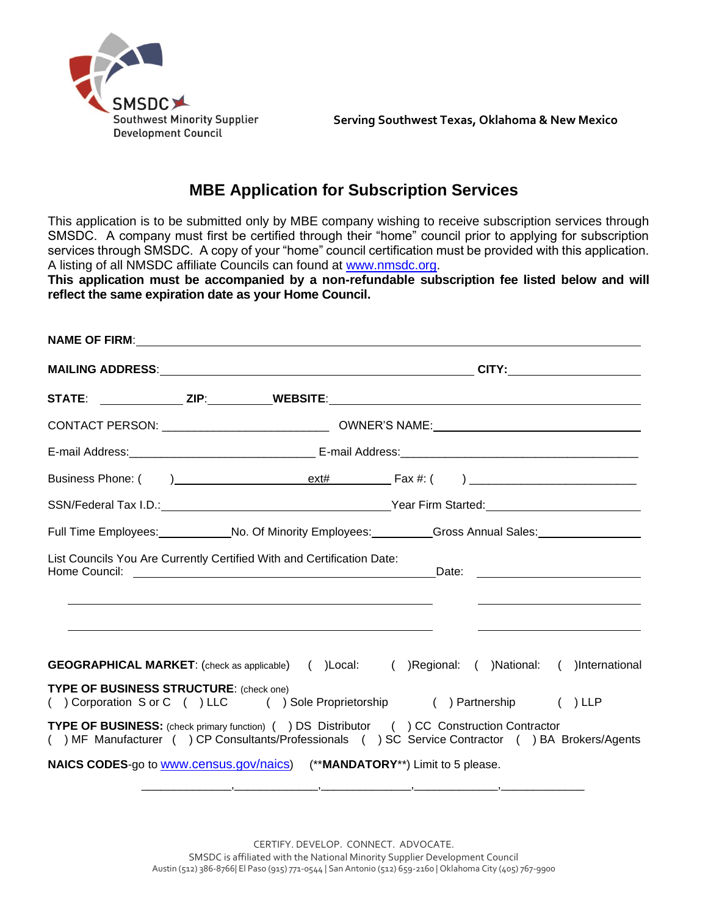SMSDC
Southwest Minority Supplier Development Council

**Serving Southwest Texas, Oklahoma & New Mexico**

# MBE Application for Subscription Services

This application is to be submitted only by MBE company wishing to receive subscription services through SMSDC. A company must first be certified through their "home" council prior to applying for subscription services through SMSDC. A copy of your "home" council certification must be provided with this application. A listing of all NMSDC affiliate Councils can found at www.nmsdc.org.
**This application must be accompanied by a non-refundable subscription fee listed below and will reflect the same expiration date as your Home Council.**

**NAME OF FIRM**: ______________________________________________

**MAILING ADDRESS**: ______________________________ **CITY:** ______________

**STATE**: __________ **ZIP**: ________ **WEBSITE**: ______________________________

CONTACT PERSON: ______________________ OWNER'S NAME: ______________________

E-mail Address: ______________________ E-mail Address: ______________________

Business Phone: ( ) ______________ ext# ________ Fax #: ( ) ______________

SSN/Federal Tax I.D.: ______________________ Year Firm Started: ______________

Full Time Employees: ________ No. Of Minority Employees: ________ Gross Annual Sales: ____________

List Councils You Are Currently Certified With and Certification Date:
Home Council: ______________________________ Date: ______________

______________________________ ______________

______________________________ ______________

**GEOGRAPHICAL MARKET**: (check as applicable) ( )Local: ( )Regional: ( )National: ( )International

**TYPE OF BUSINESS STRUCTURE**: (check one)
( ) Corporation S or C ( ) LLC ( ) Sole Proprietorship ( ) Partnership ( ) LLP

**TYPE OF BUSINESS:** (check primary function) ( ) DS Distributor ( ) CC Construction Contractor
( ) MF Manufacturer ( ) CP Consultants/Professionals ( ) SC Service Contractor ( ) BA Brokers/Agents

**NAICS CODES**-go to www.census.gov/naics) (**MANDATORY**) Limit to 5 please.

____________,____________,____________,____________,____________

CERTIFY. DEVELOP. CONNECT. ADVOCATE.
SMSDC is affiliated with the National Minority Supplier Development Council
Austin (512) 386-8766| El Paso (915) 771-0544 | San Antonio (512) 659-2160 | Oklahoma City (405) 767-9900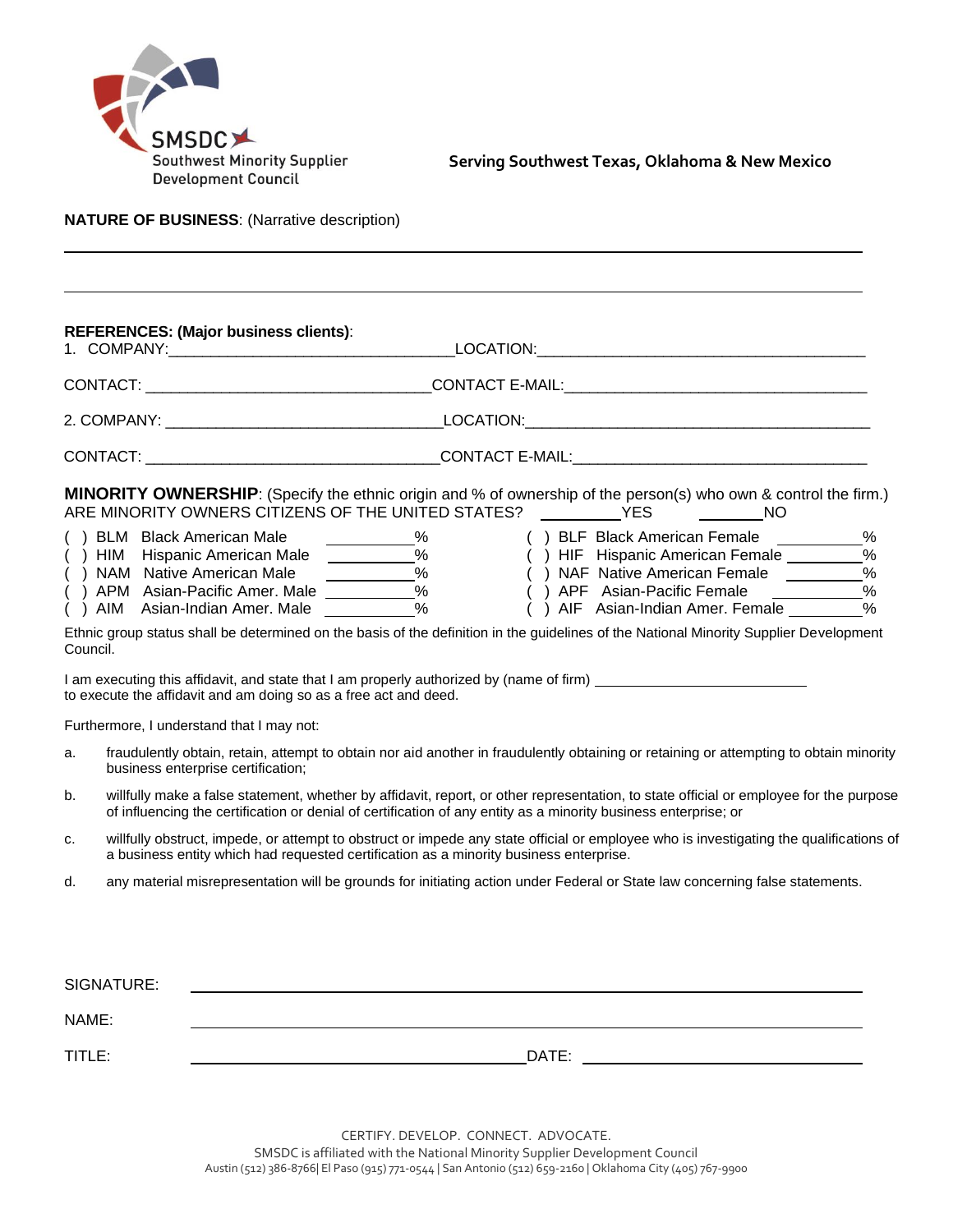SMSDC Southwest Minority Supplier Development Council

**Serving Southwest Texas, Oklahoma & New Mexico**

**NATURE OF BUSINESS**: (Narrative description)

______________________________________________________________________________

______________________________________________________________________________

**REFERENCES: (Major business clients)**:

1. COMPANY:________________________________LOCATION:____________________________________

CONTACT: ________________________________CONTACT E-MAIL:________________________________

2. COMPANY: ______________________________LOCATION:_____________________________________

CONTACT: ________________________________CONTACT E-MAIL:________________________________

**MINORITY OWNERSHIP**: (Specify the ethnic origin and % of ownership of the person(s) who own & control the firm.)

ARE MINORITY OWNERS CITIZENS OF THE UNITED STATES? _________YES _______NO

| | |
|---|---|
| ( ) BLM Black American Male __________% | ( ) BLF Black American Female __________% |
| ( ) HIM Hispanic American Male __________% | ( ) HIF Hispanic American Female __________% |
| ( ) NAM Native American Male __________% | ( ) NAF Native American Female __________% |
| ( ) APM Asian-Pacific Amer. Male __________% | ( ) APF Asian-Pacific Female __________% |
| ( ) AIM Asian-Indian Amer. Male __________% | ( ) AIF Asian-Indian Amer. Female __________% |

Ethnic group status shall be determined on the basis of the definition in the guidelines of the National Minority Supplier Development Council.

I am executing this affidavit, and state that I am properly authorized by (name of firm) ___________________________ to execute the affidavit and am doing so as a free act and deed.

Furthermore, I understand that I may not:

a. fraudulently obtain, retain, attempt to obtain nor aid another in fraudulently obtaining or retaining or attempting to obtain minority business enterprise certification;

b. willfully make a false statement, whether by affidavit, report, or other representation, to state official or employee for the purpose of influencing the certification or denial of certification of any entity as a minority business enterprise; or

c. willfully obstruct, impede, or attempt to obstruct or impede any state official or employee who is investigating the qualifications of a business entity which had requested certification as a minority business enterprise.

d. any material misrepresentation will be grounds for initiating action under Federal or State law concerning false statements.

SIGNATURE: ____________________________________________

NAME: ____________________________________________

TITLE: ________________________ DATE: ________________________

CERTIFY. DEVELOP. CONNECT. ADVOCATE.

SMSDC is affiliated with the National Minority Supplier Development Council

Austin (512) 386-8766| El Paso (915) 771-0544 | San Antonio (512) 659-2160 | Oklahoma City (405) 767-9900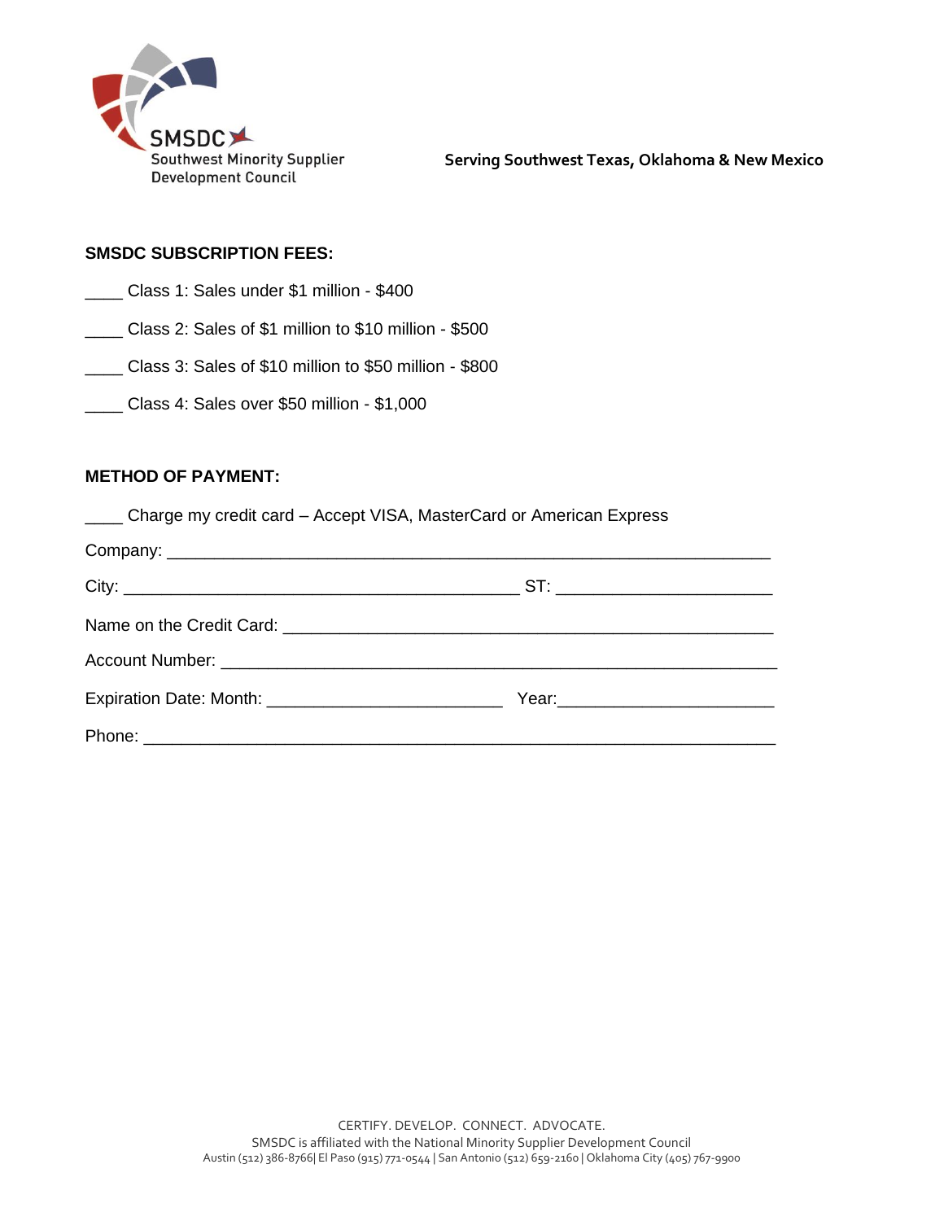SMSDC
Southwest Minority Supplier Development Council

**Serving Southwest Texas, Oklahoma & New Mexico**

**SMSDC SUBSCRIPTION FEES:**

____ Class 1: Sales under $1 million - $400

____ Class 2: Sales of $1 million to $10 million - $500

____ Class 3: Sales of $10 million to $50 million - $800

____ Class 4: Sales over $50 million - $1,000

**METHOD OF PAYMENT:**

____ Charge my credit card – Accept VISA, MasterCard or American Express

Company: ____________________________________________________________________

City: ___________________________________________ ST: ________________________

Name on the Credit Card: ________________________________________________

Account Number: _______________________________________________________

Expiration Date: Month: _________________________ Year:________________________

Phone: ______________________________________________________________________

CERTIFY. DEVELOP. CONNECT. ADVOCATE.
SMSDC is affiliated with the National Minority Supplier Development Council
Austin (512) 386-8766| El Paso (915) 771-0544 | San Antonio (512) 659-2160 | Oklahoma City (405) 767-9900